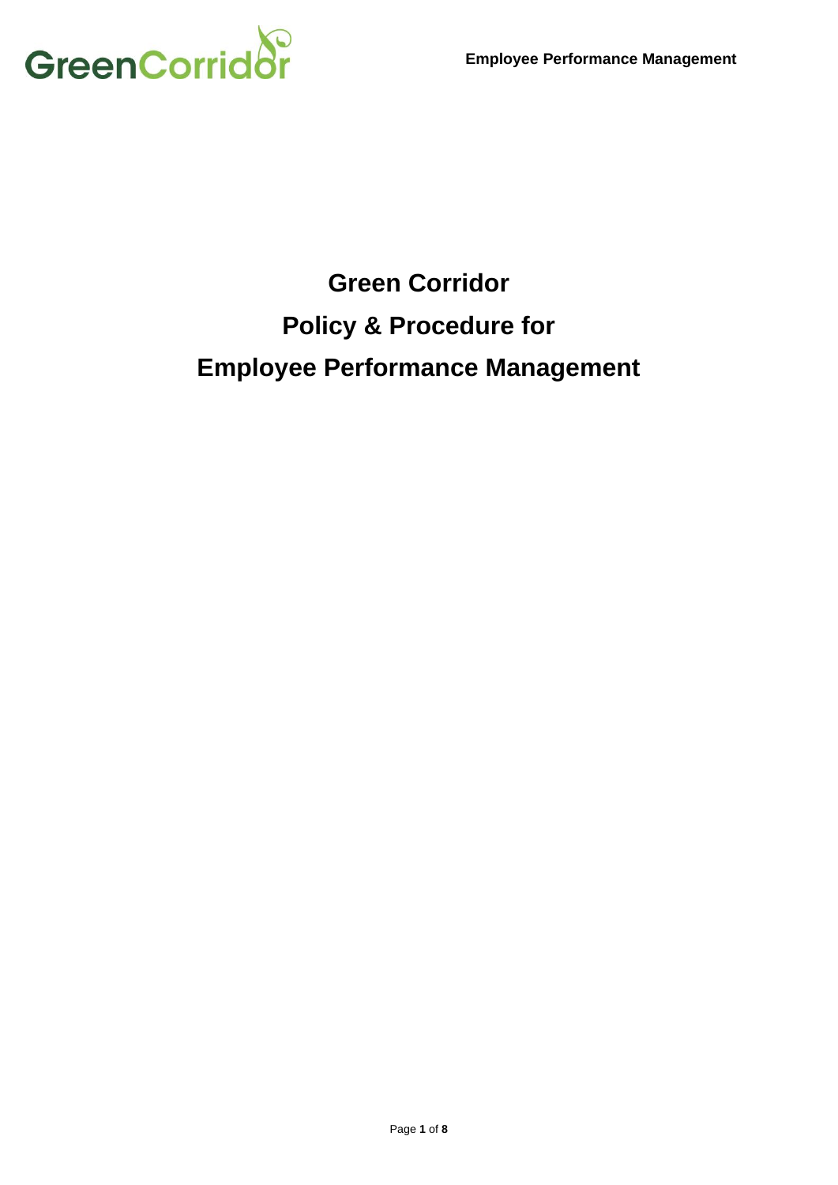# Green Corridor

# Policy & Procedure for

# Employee Performance Management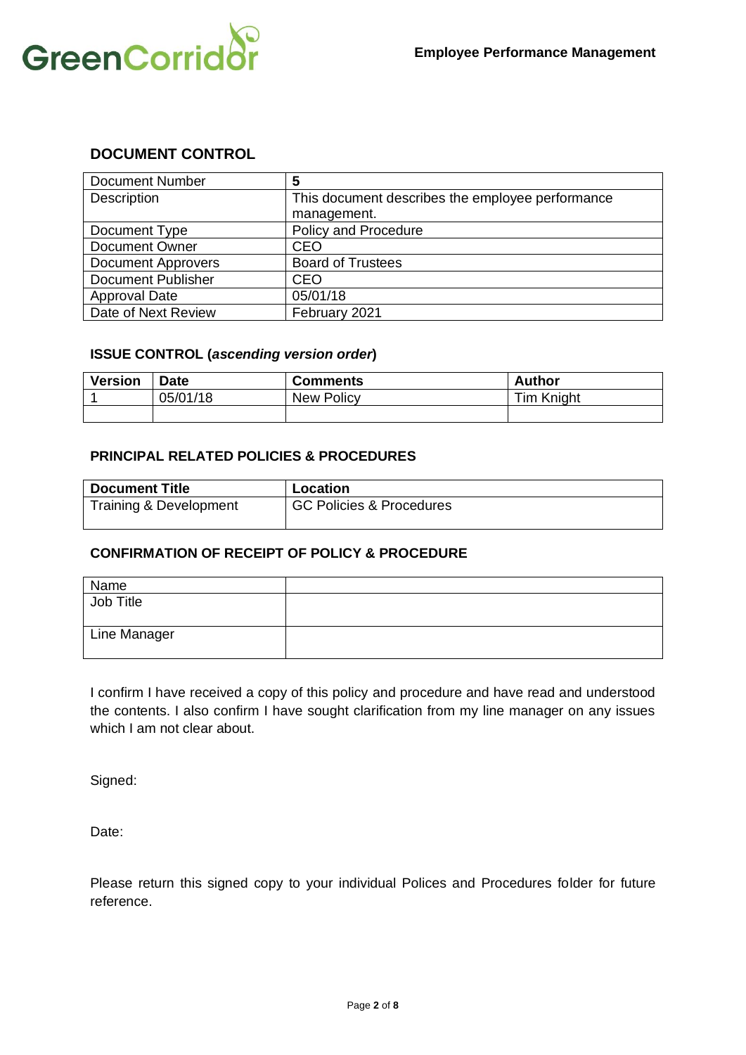## DOCUMENT CONTROL

| | |
|---|---|
| Document Number | **5** |
| Description | This document describes the employee performance management. |
| Document Type | Policy and Procedure |
| Document Owner | CEO |
| Document Approvers | Board of Trustees |
| Document Publisher | CEO |
| Approval Date | 05/01/18 |
| Date of Next Review | February 2021 |

### ISSUE CONTROL (*ascending version order*)

| Version | Date | Comments | Author |
|---|---|---|---|
| 1 | 05/01/18 | New Policy | Tim Knight |
| | | | |

### PRINCIPAL RELATED POLICIES & PROCEDURES

| Document Title | Location |
|---|---|
| Training & Development | GC Policies & Procedures |

### CONFIRMATION OF RECEIPT OF POLICY & PROCEDURE

| | |
|---|---|
| Name | |
| Job Title | |
| Line Manager | |

I confirm I have received a copy of this policy and procedure and have read and understood the contents. I also confirm I have sought clarification from my line manager on any issues which I am not clear about.

Signed:

Date:

Please return this signed copy to your individual Polices and Procedures folder for future reference.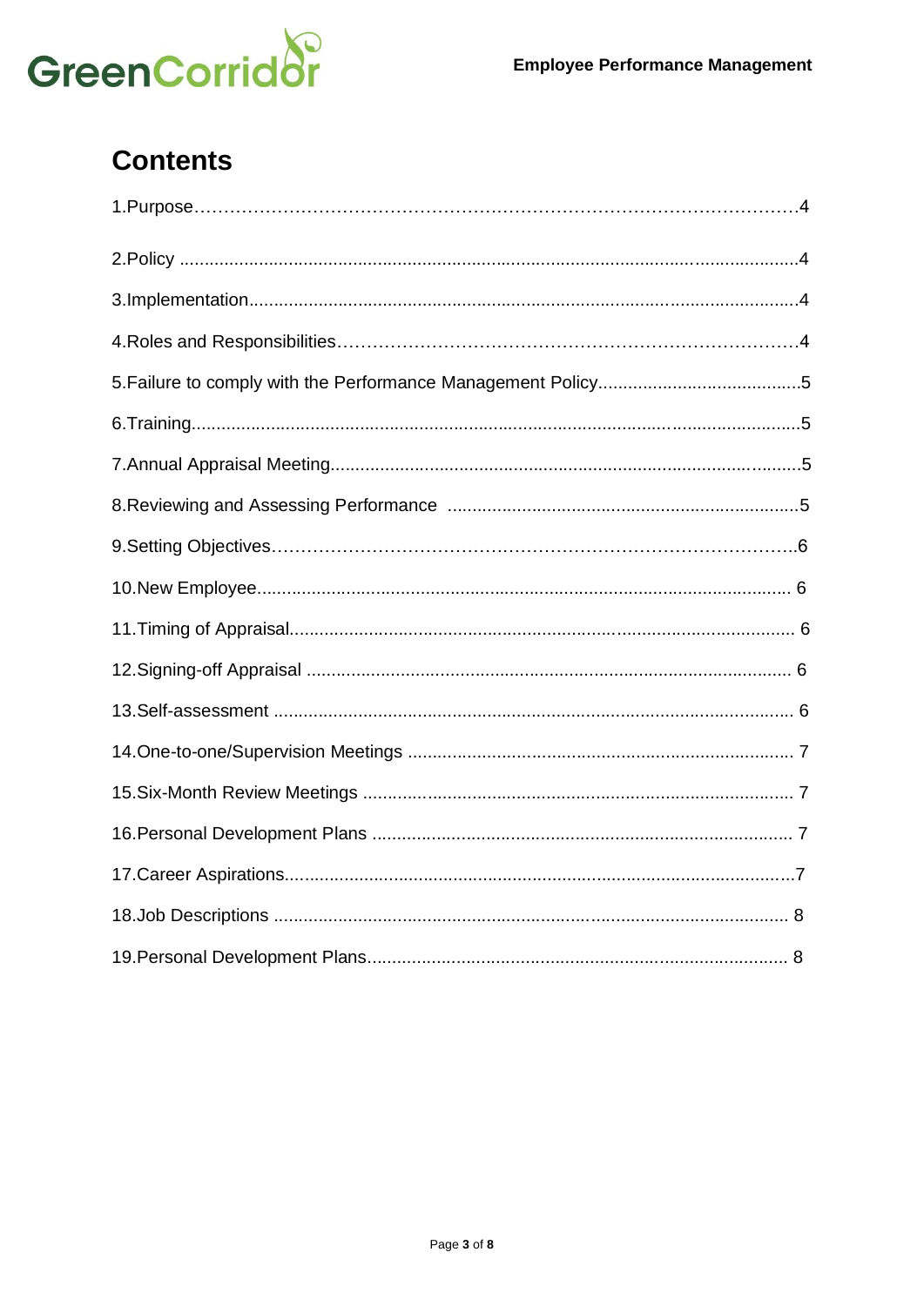# Contents

1.Purpose……………………………………………………………………………………….4

2.Policy ..........................................................................................................................4

3.Implementation............................................................................................................4

4.Roles and Responsibilities……………………………………………………………………4

5.Failure to comply with the Performance Management Policy........................................5

6.Training........................................................................................................................5

7.Annual Appraisal Meeting.............................................................................................5

8.Reviewing and Assessing Performance .....................................................................5

9.Setting Objectives……………………………………………………………………………..6

10.New Employee.......................................................................................................... 6

11.Timing of Appraisal.................................................................................................... 6

12.Signing-off Appraisal ................................................................................................ 6

13.Self-assessment ....................................................................................................... 6

14.One-to-one/Supervision Meetings ............................................................................. 7

15.Six-Month Review Meetings ...................................................................................... 7

16.Personal Development Plans .................................................................................... 7

17.Career Aspirations.....................................................................................................7

18.Job Descriptions ....................................................................................................... 8

19.Personal Development Plans.................................................................................... 8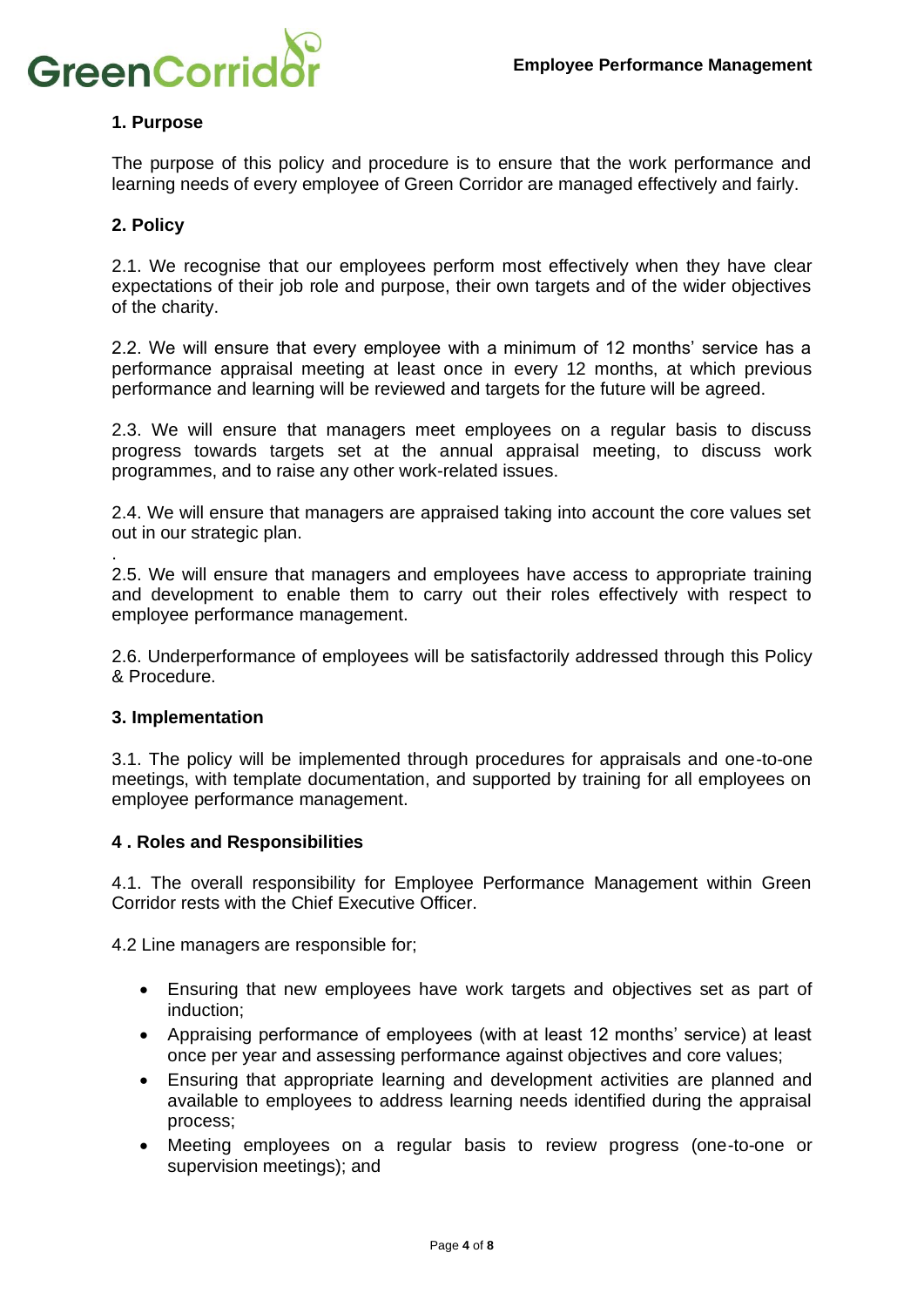## 1. Purpose

The purpose of this policy and procedure is to ensure that the work performance and learning needs of every employee of Green Corridor are managed effectively and fairly.

## 2. Policy

2.1. We recognise that our employees perform most effectively when they have clear expectations of their job role and purpose, their own targets and of the wider objectives of the charity.

2.2. We will ensure that every employee with a minimum of 12 months' service has a performance appraisal meeting at least once in every 12 months, at which previous performance and learning will be reviewed and targets for the future will be agreed.

2.3. We will ensure that managers meet employees on a regular basis to discuss progress towards targets set at the annual appraisal meeting, to discuss work programmes, and to raise any other work-related issues.

2.4. We will ensure that managers are appraised taking into account the core values set out in our strategic plan.

2.5. We will ensure that managers and employees have access to appropriate training and development to enable them to carry out their roles effectively with respect to employee performance management.

2.6. Underperformance of employees will be satisfactorily addressed through this Policy & Procedure.

## 3. Implementation

3.1. The policy will be implemented through procedures for appraisals and one-to-one meetings, with template documentation, and supported by training for all employees on employee performance management.

## 4 . Roles and Responsibilities

4.1. The overall responsibility for Employee Performance Management within Green Corridor rests with the Chief Executive Officer.

4.2 Line managers are responsible for;

- Ensuring that new employees have work targets and objectives set as part of induction;
- Appraising performance of employees (with at least 12 months' service) at least once per year and assessing performance against objectives and core values;
- Ensuring that appropriate learning and development activities are planned and available to employees to address learning needs identified during the appraisal process;
- Meeting employees on a regular basis to review progress (one-to-one or supervision meetings); and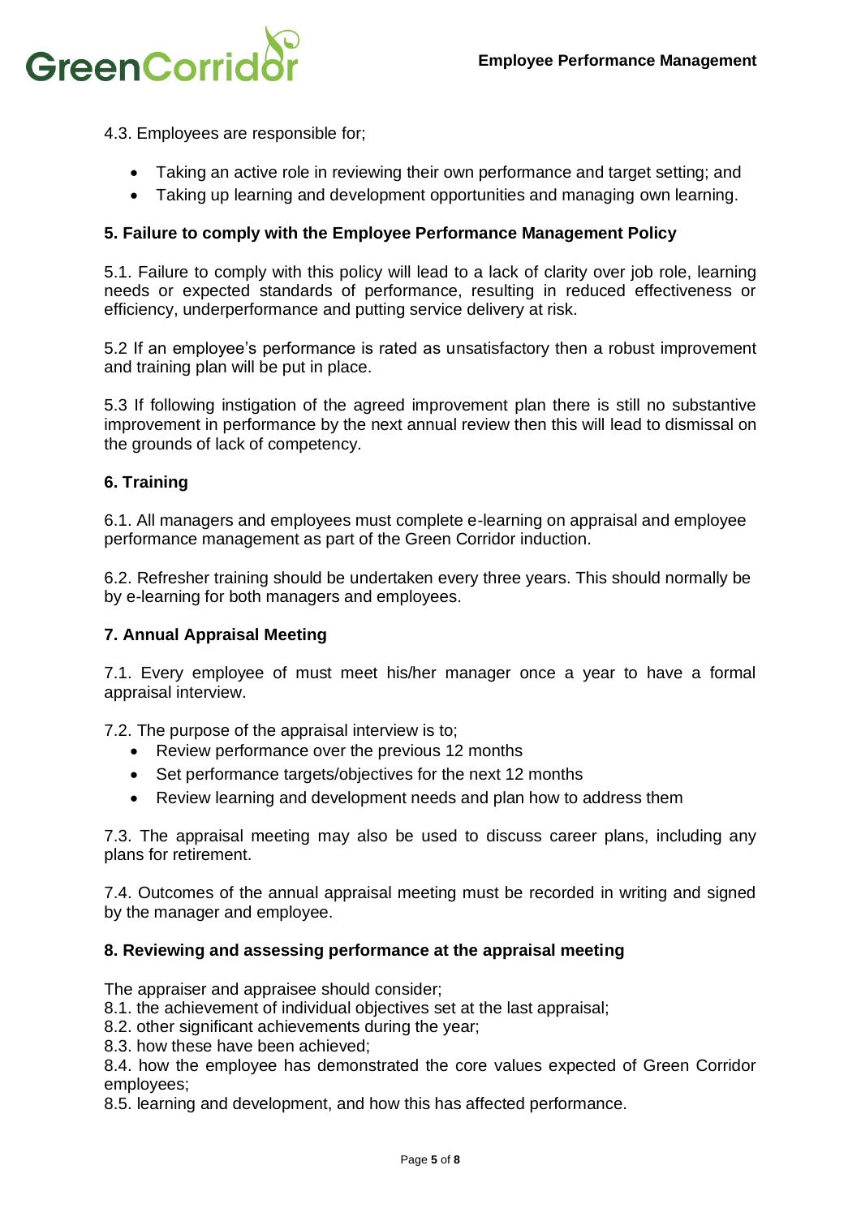4.3. Employees are responsible for;

- Taking an active role in reviewing their own performance and target setting; and
- Taking up learning and development opportunities and managing own learning.

## 5. Failure to comply with the Employee Performance Management Policy

5.1. Failure to comply with this policy will lead to a lack of clarity over job role, learning needs or expected standards of performance, resulting in reduced effectiveness or efficiency, underperformance and putting service delivery at risk.

5.2 If an employee's performance is rated as unsatisfactory then a robust improvement and training plan will be put in place.

5.3 If following instigation of the agreed improvement plan there is still no substantive improvement in performance by the next annual review then this will lead to dismissal on the grounds of lack of competency.

## 6. Training

6.1. All managers and employees must complete e-learning on appraisal and employee performance management as part of the Green Corridor induction.

6.2. Refresher training should be undertaken every three years. This should normally be by e-learning for both managers and employees.

## 7. Annual Appraisal Meeting

7.1. Every employee of must meet his/her manager once a year to have a formal appraisal interview.

7.2. The purpose of the appraisal interview is to;

- Review performance over the previous 12 months
- Set performance targets/objectives for the next 12 months
- Review learning and development needs and plan how to address them

7.3. The appraisal meeting may also be used to discuss career plans, including any plans for retirement.

7.4. Outcomes of the annual appraisal meeting must be recorded in writing and signed by the manager and employee.

## 8. Reviewing and assessing performance at the appraisal meeting

The appraiser and appraisee should consider;

8.1. the achievement of individual objectives set at the last appraisal;

8.2. other significant achievements during the year;

8.3. how these have been achieved;

8.4. how the employee has demonstrated the core values expected of Green Corridor employees;

8.5. learning and development, and how this has affected performance.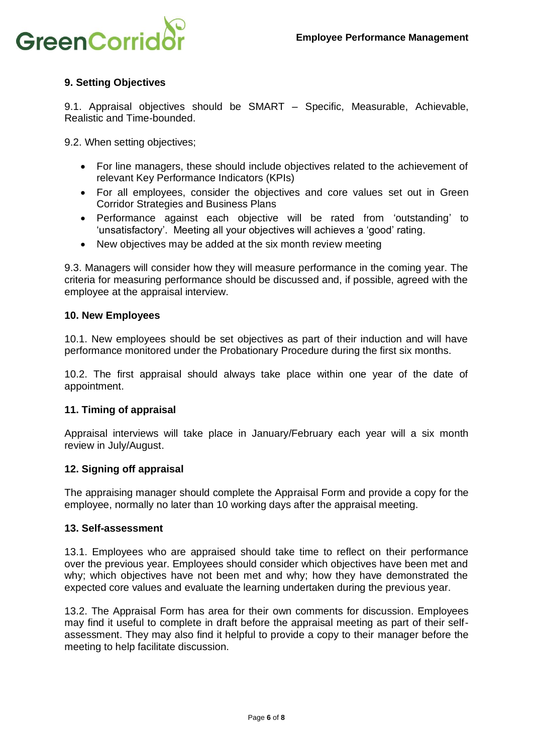## 9. Setting Objectives

9.1. Appraisal objectives should be SMART – Specific, Measurable, Achievable, Realistic and Time-bounded.

9.2. When setting objectives;

- For line managers, these should include objectives related to the achievement of relevant Key Performance Indicators (KPIs)
- For all employees, consider the objectives and core values set out in Green Corridor Strategies and Business Plans
- Performance against each objective will be rated from 'outstanding' to 'unsatisfactory'. Meeting all your objectives will achieves a 'good' rating.
- New objectives may be added at the six month review meeting

9.3. Managers will consider how they will measure performance in the coming year. The criteria for measuring performance should be discussed and, if possible, agreed with the employee at the appraisal interview.

## 10. New Employees

10.1. New employees should be set objectives as part of their induction and will have performance monitored under the Probationary Procedure during the first six months.

10.2. The first appraisal should always take place within one year of the date of appointment.

## 11. Timing of appraisal

Appraisal interviews will take place in January/February each year will a six month review in July/August.

## 12. Signing off appraisal

The appraising manager should complete the Appraisal Form and provide a copy for the employee, normally no later than 10 working days after the appraisal meeting.

## 13. Self-assessment

13.1. Employees who are appraised should take time to reflect on their performance over the previous year. Employees should consider which objectives have been met and why; which objectives have not been met and why; how they have demonstrated the expected core values and evaluate the learning undertaken during the previous year.

13.2. The Appraisal Form has area for their own comments for discussion. Employees may find it useful to complete in draft before the appraisal meeting as part of their self-assessment. They may also find it helpful to provide a copy to their manager before the meeting to help facilitate discussion.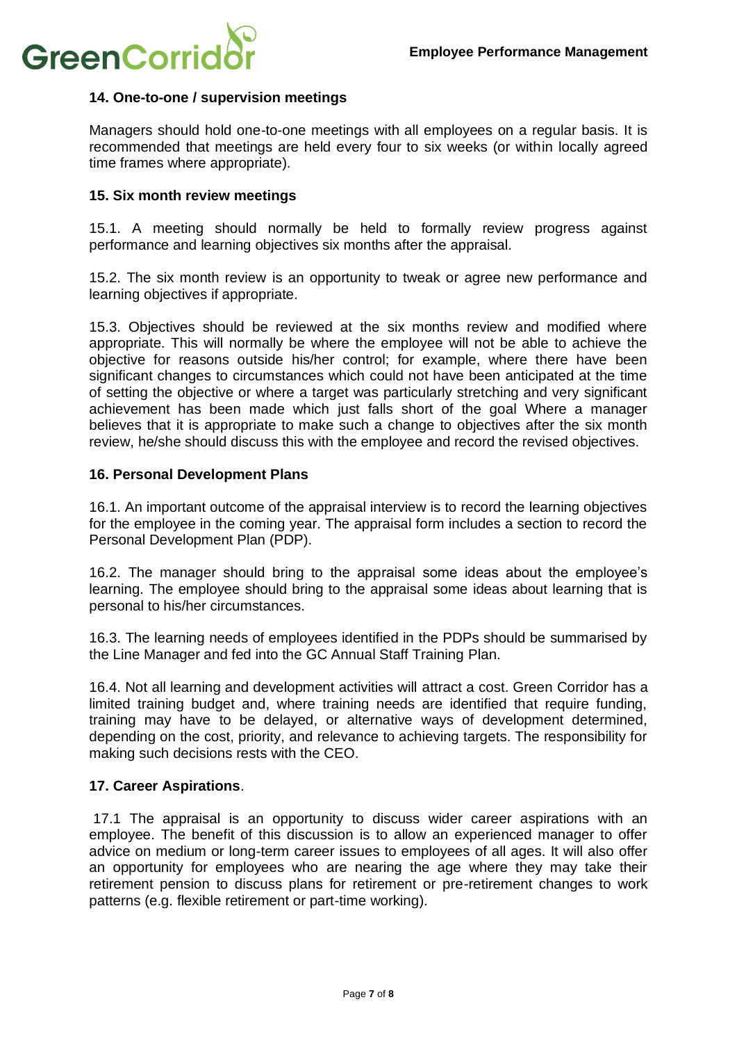## 14. One-to-one / supervision meetings

Managers should hold one-to-one meetings with all employees on a regular basis. It is recommended that meetings are held every four to six weeks (or within locally agreed time frames where appropriate).

## 15. Six month review meetings

15.1. A meeting should normally be held to formally review progress against performance and learning objectives six months after the appraisal.

15.2. The six month review is an opportunity to tweak or agree new performance and learning objectives if appropriate.

15.3. Objectives should be reviewed at the six months review and modified where appropriate. This will normally be where the employee will not be able to achieve the objective for reasons outside his/her control; for example, where there have been significant changes to circumstances which could not have been anticipated at the time of setting the objective or where a target was particularly stretching and very significant achievement has been made which just falls short of the goal Where a manager believes that it is appropriate to make such a change to objectives after the six month review, he/she should discuss this with the employee and record the revised objectives.

## 16. Personal Development Plans

16.1. An important outcome of the appraisal interview is to record the learning objectives for the employee in the coming year. The appraisal form includes a section to record the Personal Development Plan (PDP).

16.2. The manager should bring to the appraisal some ideas about the employee's learning. The employee should bring to the appraisal some ideas about learning that is personal to his/her circumstances.

16.3. The learning needs of employees identified in the PDPs should be summarised by the Line Manager and fed into the GC Annual Staff Training Plan.

16.4. Not all learning and development activities will attract a cost. Green Corridor has a limited training budget and, where training needs are identified that require funding, training may have to be delayed, or alternative ways of development determined, depending on the cost, priority, and relevance to achieving targets. The responsibility for making such decisions rests with the CEO.

## 17. Career Aspirations.

17.1 The appraisal is an opportunity to discuss wider career aspirations with an employee. The benefit of this discussion is to allow an experienced manager to offer advice on medium or long-term career issues to employees of all ages. It will also offer an opportunity for employees who are nearing the age where they may take their retirement pension to discuss plans for retirement or pre-retirement changes to work patterns (e.g. flexible retirement or part-time working).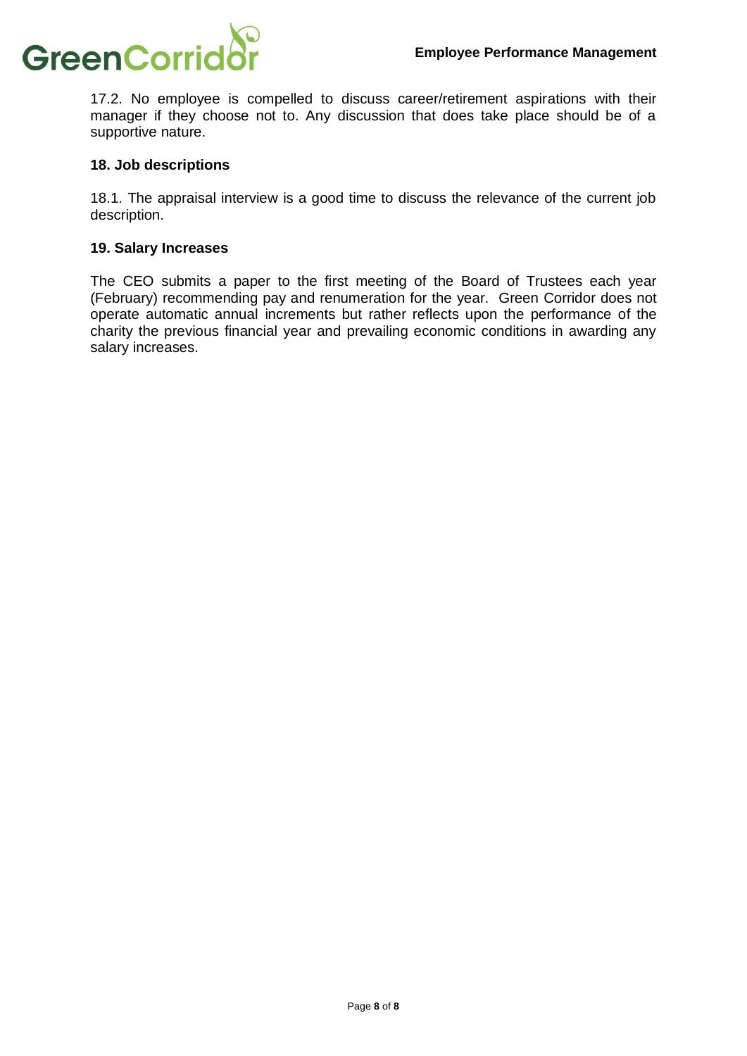17.2. No employee is compelled to discuss career/retirement aspirations with their manager if they choose not to. Any discussion that does take place should be of a supportive nature.

### 18. Job descriptions

18.1. The appraisal interview is a good time to discuss the relevance of the current job description.

### 19. Salary Increases

The CEO submits a paper to the first meeting of the Board of Trustees each year (February) recommending pay and renumeration for the year. Green Corridor does not operate automatic annual increments but rather reflects upon the performance of the charity the previous financial year and prevailing economic conditions in awarding any salary increases.